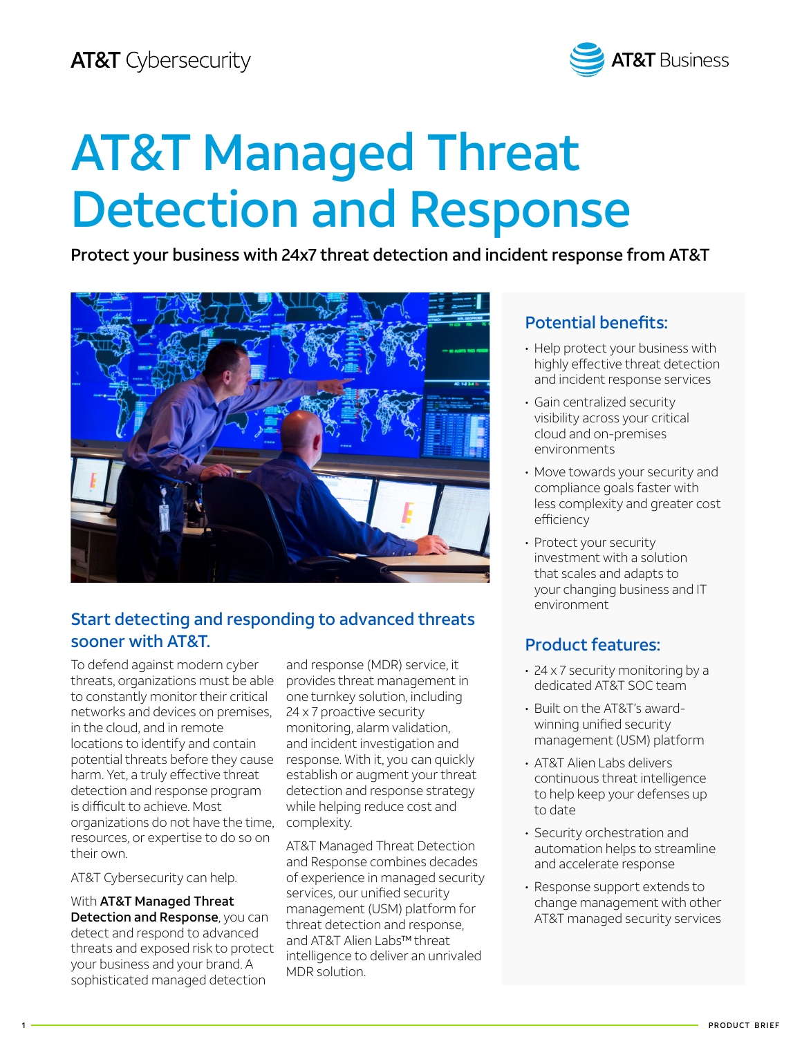AT&T Cybersecurity

AT&T Business

# AT&T Managed Threat Detection and Response

**Protect your business with 24x7 threat detection and incident response from AT&T**

## Start detecting and responding to advanced threats sooner with AT&T.

To defend against modern cyber threats, organizations must be able to constantly monitor their critical networks and devices on premises, in the cloud, and in remote locations to identify and contain potential threats before they cause harm. Yet, a truly effective threat detection and response program is difficult to achieve. Most organizations do not have the time, resources, or expertise to do so on their own.

AT&T Cybersecurity can help.

With **AT&T Managed Threat Detection and Response**, you can detect and respond to advanced threats and exposed risk to protect your business and your brand. A sophisticated managed detection and response (MDR) service, it provides threat management in one turnkey solution, including 24 x 7 proactive security monitoring, alarm validation, and incident investigation and response. With it, you can quickly establish or augment your threat detection and response strategy while helping reduce cost and complexity.

AT&T Managed Threat Detection and Response combines decades of experience in managed security services, our unified security management (USM) platform for threat detection and response, and AT&T Alien Labs™ threat intelligence to deliver an unrivaled MDR solution.

## Potential benefits:

- Help protect your business with highly effective threat detection and incident response services
- Gain centralized security visibility across your critical cloud and on-premises environments
- Move towards your security and compliance goals faster with less complexity and greater cost efficiency
- Protect your security investment with a solution that scales and adapts to your changing business and IT environment

## Product features:

- 24 x 7 security monitoring by a dedicated AT&T SOC team
- Built on the AT&T's award-winning unified security management (USM) platform
- AT&T Alien Labs delivers continuous threat intelligence to help keep your defenses up to date
- Security orchestration and automation helps to streamline and accelerate response
- Response support extends to change management with other AT&T managed security services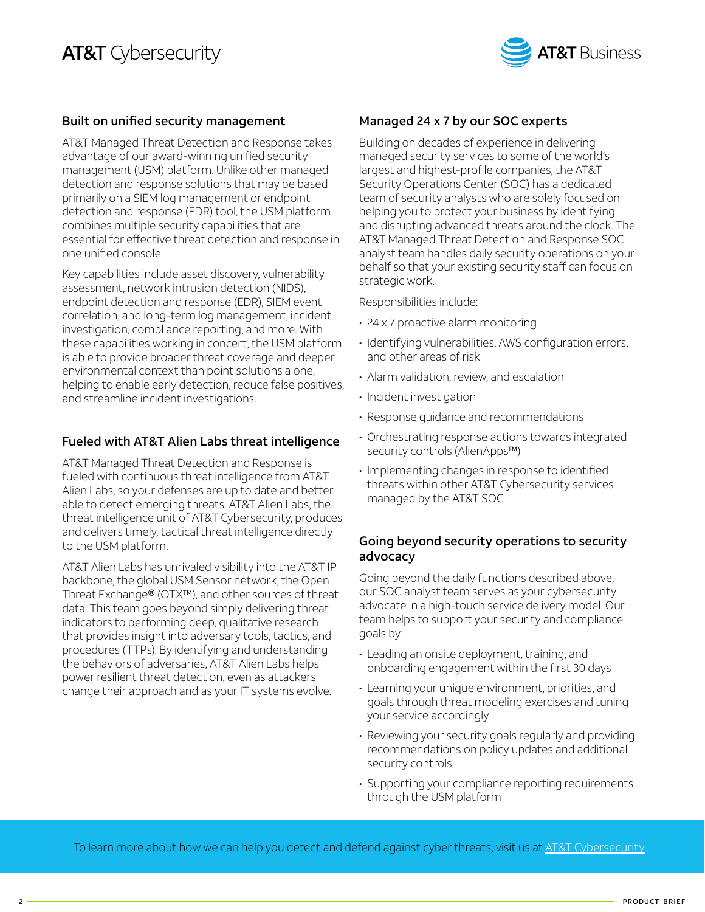## Built on unified security management

AT&T Managed Threat Detection and Response takes advantage of our award-winning unified security management (USM) platform. Unlike other managed detection and response solutions that may be based primarily on a SIEM log management or endpoint detection and response (EDR) tool, the USM platform combines multiple security capabilities that are essential for effective threat detection and response in one unified console.

Key capabilities include asset discovery, vulnerability assessment, network intrusion detection (NIDS), endpoint detection and response (EDR), SIEM event correlation, and long-term log management, incident investigation, compliance reporting, and more. With these capabilities working in concert, the USM platform is able to provide broader threat coverage and deeper environmental context than point solutions alone, helping to enable early detection, reduce false positives, and streamline incident investigations.

## Fueled with AT&T Alien Labs threat intelligence

AT&T Managed Threat Detection and Response is fueled with continuous threat intelligence from AT&T Alien Labs, so your defenses are up to date and better able to detect emerging threats. AT&T Alien Labs, the threat intelligence unit of AT&T Cybersecurity, produces and delivers timely, tactical threat intelligence directly to the USM platform.

AT&T Alien Labs has unrivaled visibility into the AT&T IP backbone, the global USM Sensor network, the Open Threat Exchange® (OTX™), and other sources of threat data. This team goes beyond simply delivering threat indicators to performing deep, qualitative research that provides insight into adversary tools, tactics, and procedures (TTPs). By identifying and understanding the behaviors of adversaries, AT&T Alien Labs helps power resilient threat detection, even as attackers change their approach and as your IT systems evolve.

## Managed 24 x 7 by our SOC experts

Building on decades of experience in delivering managed security services to some of the world's largest and highest-profile companies, the AT&T Security Operations Center (SOC) has a dedicated team of security analysts who are solely focused on helping you to protect your business by identifying and disrupting advanced threats around the clock. The AT&T Managed Threat Detection and Response SOC analyst team handles daily security operations on your behalf so that your existing security staff can focus on strategic work.

Responsibilities include:

- 24 x 7 proactive alarm monitoring
- Identifying vulnerabilities, AWS configuration errors, and other areas of risk
- Alarm validation, review, and escalation
- Incident investigation
- Response guidance and recommendations
- Orchestrating response actions towards integrated security controls (AlienApps™)
- Implementing changes in response to identified threats within other AT&T Cybersecurity services managed by the AT&T SOC

## Going beyond security operations to security advocacy

Going beyond the daily functions described above, our SOC analyst team serves as your cybersecurity advocate in a high-touch service delivery model. Our team helps to support your security and compliance goals by:

- Leading an onsite deployment, training, and onboarding engagement within the first 30 days
- Learning your unique environment, priorities, and goals through threat modeling exercises and tuning your service accordingly
- Reviewing your security goals regularly and providing recommendations on policy updates and additional security controls
- Supporting your compliance reporting requirements through the USM platform

To learn more about how we can help you detect and defend against cyber threats, visit us at AT&T Cybersecurity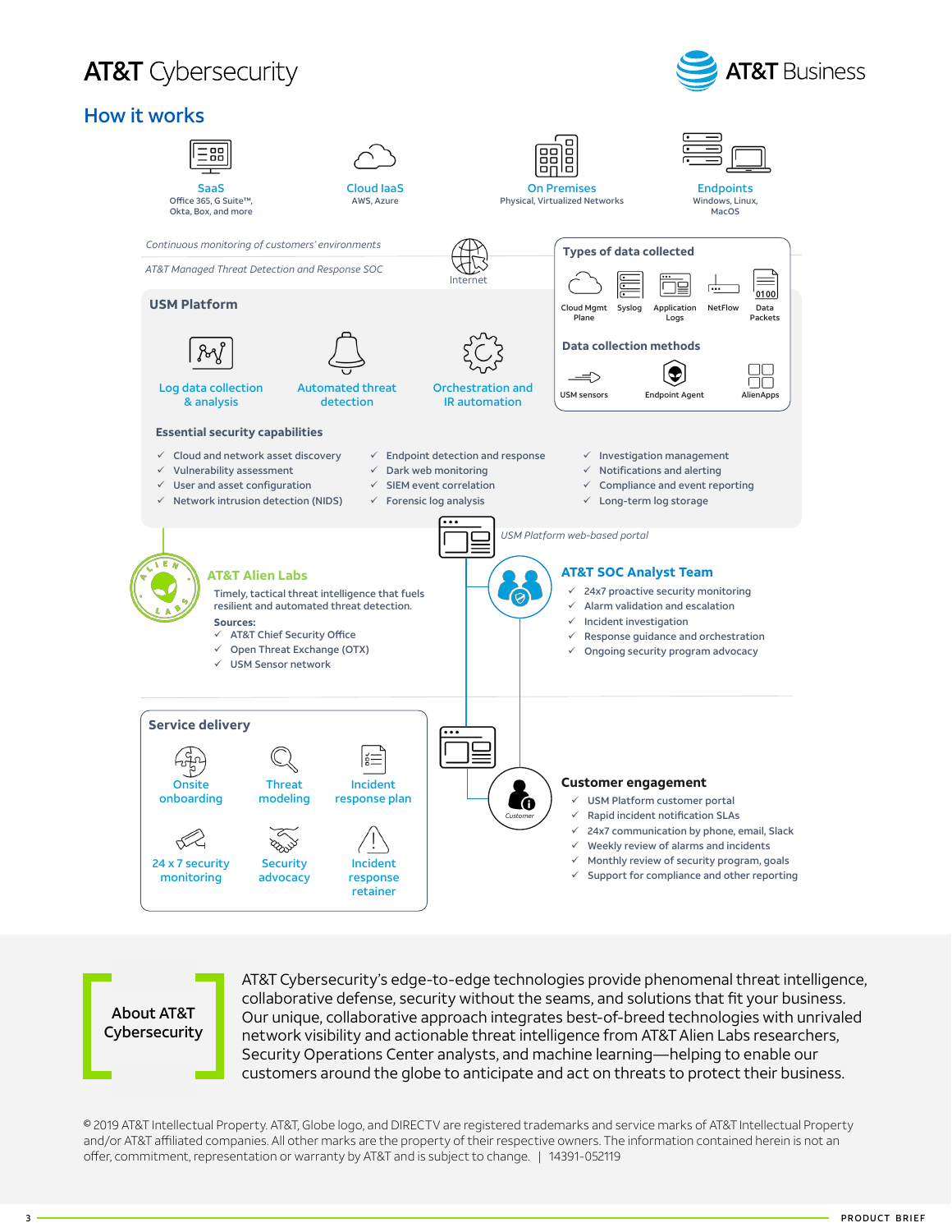# AT&T Cybersecurity

AT&T Business

## How it works

**SaaS**
Office 365, G Suite™, Okta, Box, and more

**Cloud IaaS**
AWS, Azure

**On Premises**
Physical, Virtualized Networks

**Endpoints**
Windows, Linux, MacOS

*Continuous monitoring of customers' environments*

*AT&T Managed Threat Detection and Response SOC*

Internet

### Types of data collected

Cloud Mgmt Plane · Syslog · Application Logs · NetFlow · Data Packets

### Data collection methods

USM sensors · Endpoint Agent · AlienApps

### USM Platform

**Log data collection & analysis**

**Automated threat detection**

**Orchestration and IR automation**

#### Essential security capabilities

- ✓ Cloud and network asset discovery
- ✓ Vulnerability assessment
- ✓ User and asset configuration
- ✓ Network intrusion detection (NIDS)
- ✓ Endpoint detection and response
- ✓ Dark web monitoring
- ✓ SIEM event correlation
- ✓ Forensic log analysis
- ✓ Investigation management
- ✓ Notifications and alerting
- ✓ Compliance and event reporting
- ✓ Long-term log storage

*USM Platform web-based portal*

### AT&T Alien Labs

Timely, tactical threat intelligence that fuels resilient and automated threat detection.

**Sources:**

- ✓ AT&T Chief Security Office
- ✓ Open Threat Exchange (OTX)
- ✓ USM Sensor network

### AT&T SOC Analyst Team

- ✓ 24x7 proactive security monitoring
- ✓ Alarm validation and escalation
- ✓ Incident investigation
- ✓ Response guidance and orchestration
- ✓ Ongoing security program advocacy

### Service delivery

**Onsite onboarding**

**Threat modeling**

**Incident response plan**

**24 x 7 security monitoring**

**Security advocacy**

**Incident response retainer**

### Customer engagement

Customer

- ✓ USM Platform customer portal
- ✓ Rapid incident notification SLAs
- ✓ 24x7 communication by phone, email, Slack
- ✓ Weekly review of alarms and incidents
- ✓ Monthly review of security program, goals
- ✓ Support for compliance and other reporting

## About AT&T Cybersecurity

AT&T Cybersecurity's edge-to-edge technologies provide phenomenal threat intelligence, collaborative defense, security without the seams, and solutions that fit your business. Our unique, collaborative approach integrates best-of-breed technologies with unrivaled network visibility and actionable threat intelligence from AT&T Alien Labs researchers, Security Operations Center analysts, and machine learning—helping to enable our customers around the globe to anticipate and act on threats to protect their business.

© 2019 AT&T Intellectual Property. AT&T, Globe logo, and DIRECTV are registered trademarks and service marks of AT&T Intellectual Property and/or AT&T affiliated companies. All other marks are the property of their respective owners. The information contained herein is not an offer, commitment, representation or warranty by AT&T and is subject to change. | 14391-052119